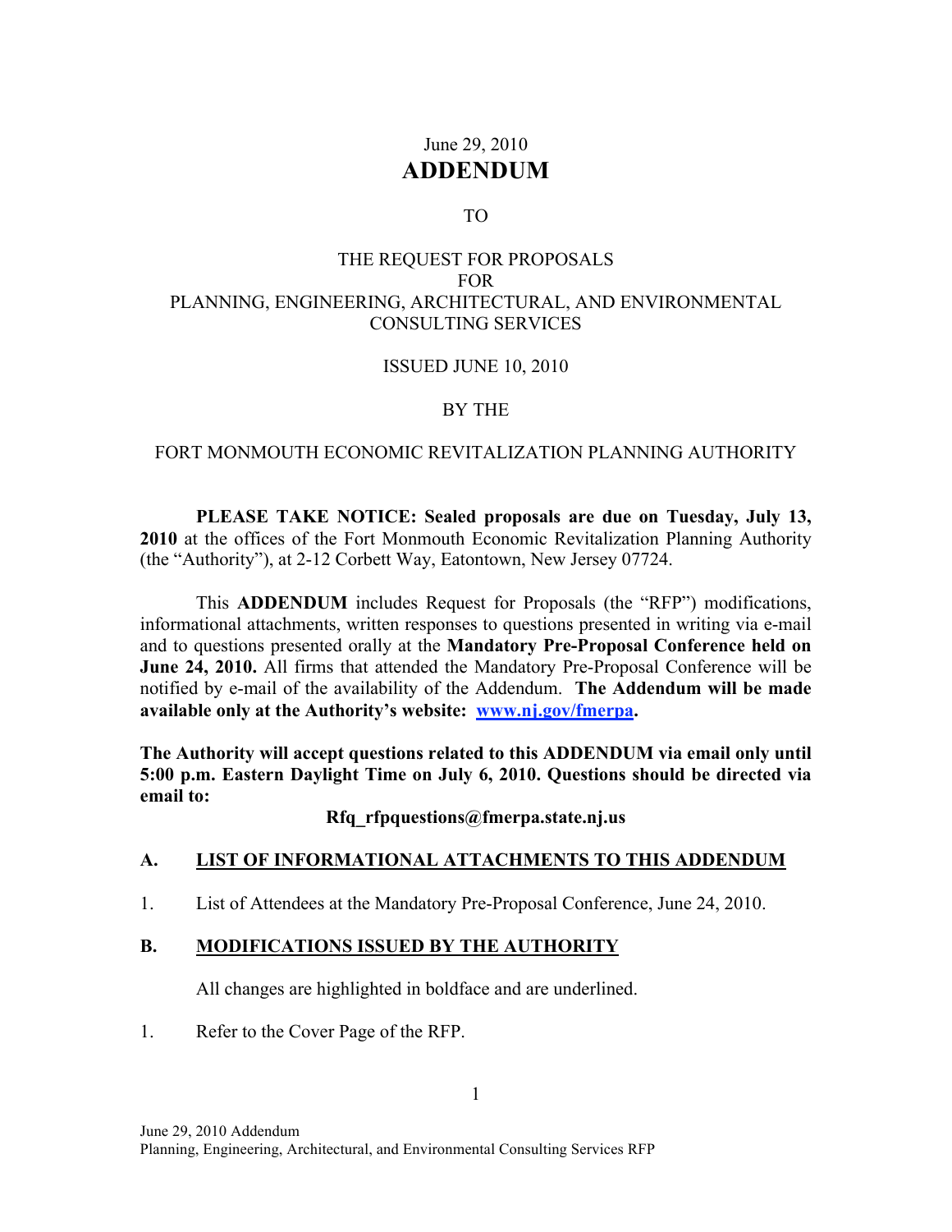June 29, 2010

# ADDENDUM

TO

THE REQUEST FOR PROPOSALS
FOR
PLANNING, ENGINEERING, ARCHITECTURAL, AND ENVIRONMENTAL CONSULTING SERVICES

ISSUED JUNE 10, 2010

BY THE

FORT MONMOUTH ECONOMIC REVITALIZATION PLANNING AUTHORITY

**PLEASE TAKE NOTICE: Sealed proposals are due on Tuesday, July 13, 2010** at the offices of the Fort Monmouth Economic Revitalization Planning Authority (the "Authority"), at 2-12 Corbett Way, Eatontown, New Jersey 07724.

This **ADDENDUM** includes Request for Proposals (the "RFP") modifications, informational attachments, written responses to questions presented in writing via e-mail and to questions presented orally at the **Mandatory Pre-Proposal Conference held on June 24, 2010.** All firms that attended the Mandatory Pre-Proposal Conference will be notified by e-mail of the availability of the Addendum. **The Addendum will be made available only at the Authority's website: [www.nj.gov/fmerpa](http://www.nj.gov/fmerpa).**

**The Authority will accept questions related to this ADDENDUM via email only until 5:00 p.m. Eastern Daylight Time on July 6, 2010. Questions should be directed via email to:**

**Rfq_rfpquestions@fmerpa.state.nj.us**

## A. <u>LIST OF INFORMATIONAL ATTACHMENTS TO THIS ADDENDUM</u>

1. List of Attendees at the Mandatory Pre-Proposal Conference, June 24, 2010.

## B. <u>MODIFICATIONS ISSUED BY THE AUTHORITY</u>

All changes are highlighted in boldface and are underlined.

1. Refer to the Cover Page of the RFP.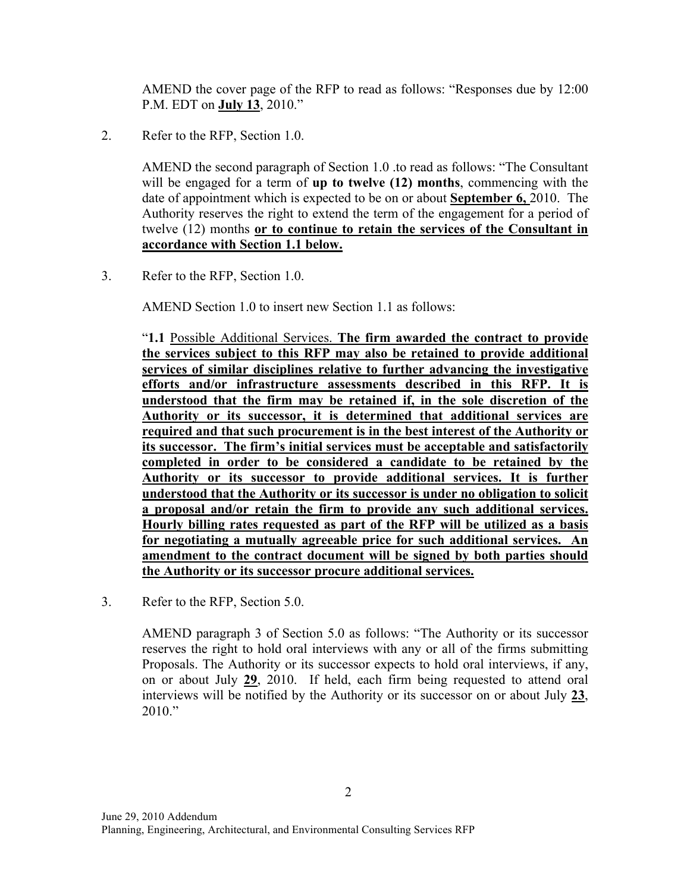AMEND the cover page of the RFP to read as follows: "Responses due by 12:00 P.M. EDT on **<u>July 13</u>**, 2010."

2. Refer to the RFP, Section 1.0.

   AMEND the second paragraph of Section 1.0 .to read as follows: "The Consultant will be engaged for a term of **up to twelve (12) months**, commencing with the date of appointment which is expected to be on or about **<u>September 6,</u>** 2010. The Authority reserves the right to extend the term of the engagement for a period of twelve (12) months **<u>or to continue to retain the services of the Consultant in accordance with Section 1.1 below.</u>**

3. Refer to the RFP, Section 1.0.

   AMEND Section 1.0 to insert new Section 1.1 as follows:

   "**1.1** <u>Possible Additional Services.</u> **<u>The firm awarded the contract to provide the services subject to this RFP may also be retained to provide additional services of similar disciplines relative to further advancing the investigative efforts and/or infrastructure assessments described in this RFP. It is understood that the firm may be retained if, in the sole discretion of the Authority or its successor, it is determined that additional services are required and that such procurement is in the best interest of the Authority or its successor. The firm's initial services must be acceptable and satisfactorily completed in order to be considered a candidate to be retained by the Authority or its successor to provide additional services. It is further understood that the Authority or its successor is under no obligation to solicit a proposal and/or retain the firm to provide any such additional services. Hourly billing rates requested as part of the RFP will be utilized as a basis for negotiating a mutually agreeable price for such additional services. An amendment to the contract document will be signed by both parties should the Authority or its successor procure additional services.</u>**

3. Refer to the RFP, Section 5.0.

   AMEND paragraph 3 of Section 5.0 as follows: "The Authority or its successor reserves the right to hold oral interviews with any or all of the firms submitting Proposals. The Authority or its successor expects to hold oral interviews, if any, on or about July **<u>29</u>**, 2010. If held, each firm being requested to attend oral interviews will be notified by the Authority or its successor on or about July **<u>23</u>**, 2010."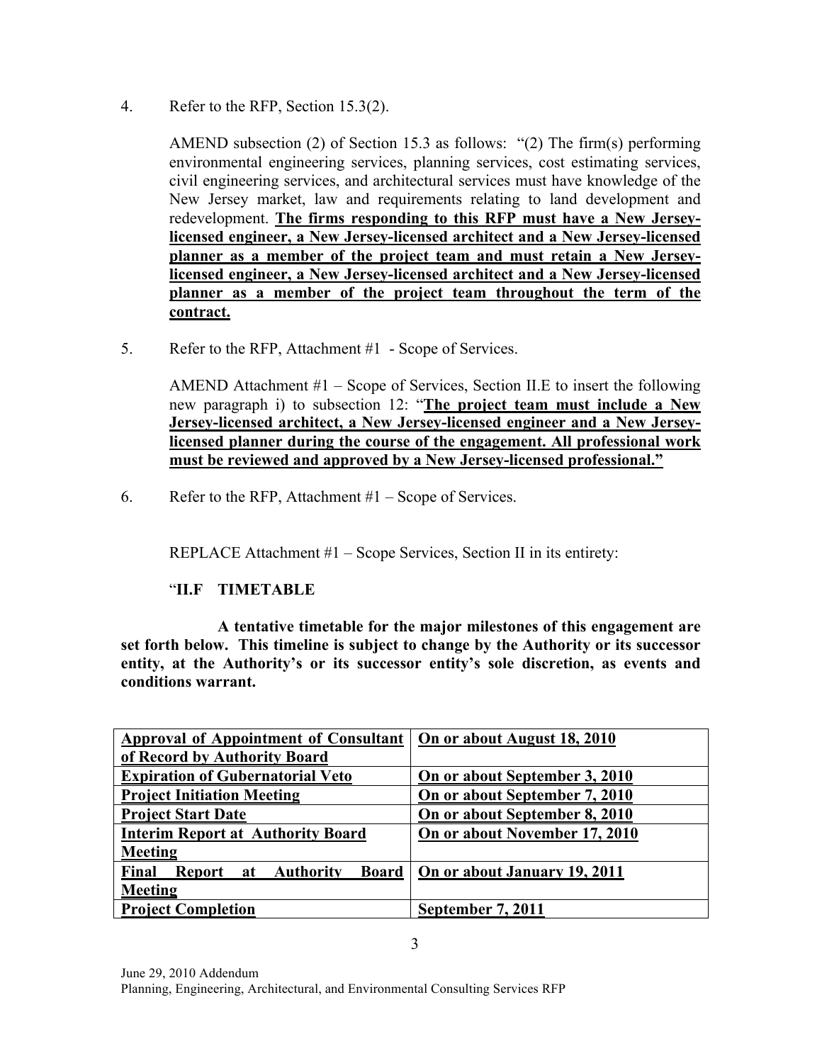4. Refer to the RFP, Section 15.3(2).

   AMEND subsection (2) of Section 15.3 as follows: "(2) The firm(s) performing environmental engineering services, planning services, cost estimating services, civil engineering services, and architectural services must have knowledge of the New Jersey market, law and requirements relating to land development and redevelopment. **The firms responding to this RFP must have a New Jersey-licensed engineer, a New Jersey-licensed architect and a New Jersey-licensed planner as a member of the project team and must retain a New Jersey-licensed engineer, a New Jersey-licensed architect and a New Jersey-licensed planner as a member of the project team throughout the term of the contract.**

5. Refer to the RFP, Attachment #1 - Scope of Services.

   AMEND Attachment #1 – Scope of Services, Section II.E to insert the following new paragraph i) to subsection 12: "**The project team must include a New Jersey-licensed architect, a New Jersey-licensed engineer and a New Jersey-licensed planner during the course of the engagement. All professional work must be reviewed and approved by a New Jersey-licensed professional."**

6. Refer to the RFP, Attachment #1 – Scope of Services.

   REPLACE Attachment #1 – Scope Services, Section II in its entirety:

   "**II.F TIMETABLE**

   **A tentative timetable for the major milestones of this engagement are set forth below. This timeline is subject to change by the Authority or its successor entity, at the Authority's or its successor entity's sole discretion, as events and conditions warrant.**

| **Approval of Appointment of Consultant of Record by Authority Board** | **On or about August 18, 2010** |
|---|---|
| **Expiration of Gubernatorial Veto** | **On or about September 3, 2010** |
| **Project Initiation Meeting** | **On or about September 7, 2010** |
| **Project Start Date** | **On or about September 8, 2010** |
| **Interim Report at Authority Board Meeting** | **On or about November 17, 2010** |
| **Final Report at Authority Board Meeting** | **On or about January 19, 2011** |
| **Project Completion** | **September 7, 2011** |

June 29, 2010 Addendum
Planning, Engineering, Architectural, and Environmental Consulting Services RFP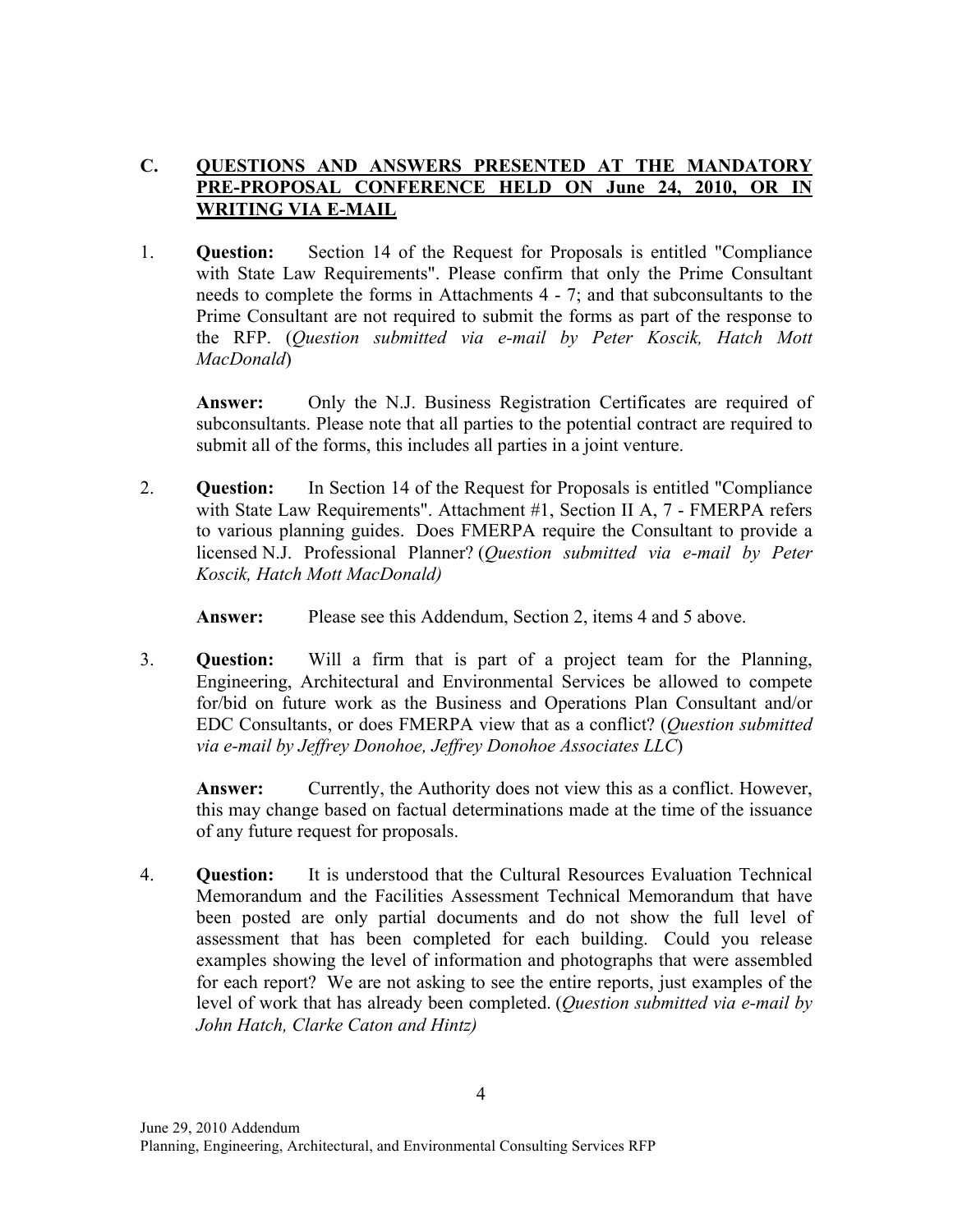## C. QUESTIONS AND ANSWERS PRESENTED AT THE MANDATORY PRE-PROPOSAL CONFERENCE HELD ON June 24, 2010, OR IN WRITING VIA E-MAIL

1. **Question:** Section 14 of the Request for Proposals is entitled "Compliance with State Law Requirements". Please confirm that only the Prime Consultant needs to complete the forms in Attachments 4 - 7; and that subconsultants to the Prime Consultant are not required to submit the forms as part of the response to the RFP. (*Question submitted via e-mail by Peter Koscik, Hatch Mott MacDonald*)

   **Answer:** Only the N.J. Business Registration Certificates are required of subconsultants. Please note that all parties to the potential contract are required to submit all of the forms, this includes all parties in a joint venture.

2. **Question:** In Section 14 of the Request for Proposals is entitled "Compliance with State Law Requirements". Attachment #1, Section II A, 7 - FMERPA refers to various planning guides. Does FMERPA require the Consultant to provide a licensed N.J. Professional Planner? (*Question submitted via e-mail by Peter Koscik, Hatch Mott MacDonald)*

   **Answer:** Please see this Addendum, Section 2, items 4 and 5 above.

3. **Question:** Will a firm that is part of a project team for the Planning, Engineering, Architectural and Environmental Services be allowed to compete for/bid on future work as the Business and Operations Plan Consultant and/or EDC Consultants, or does FMERPA view that as a conflict? (*Question submitted via e-mail by Jeffrey Donohoe, Jeffrey Donohoe Associates LLC*)

   **Answer:** Currently, the Authority does not view this as a conflict. However, this may change based on factual determinations made at the time of the issuance of any future request for proposals.

4. **Question:** It is understood that the Cultural Resources Evaluation Technical Memorandum and the Facilities Assessment Technical Memorandum that have been posted are only partial documents and do not show the full level of assessment that has been completed for each building. Could you release examples showing the level of information and photographs that were assembled for each report? We are not asking to see the entire reports, just examples of the level of work that has already been completed. (*Question submitted via e-mail by John Hatch, Clarke Caton and Hintz)*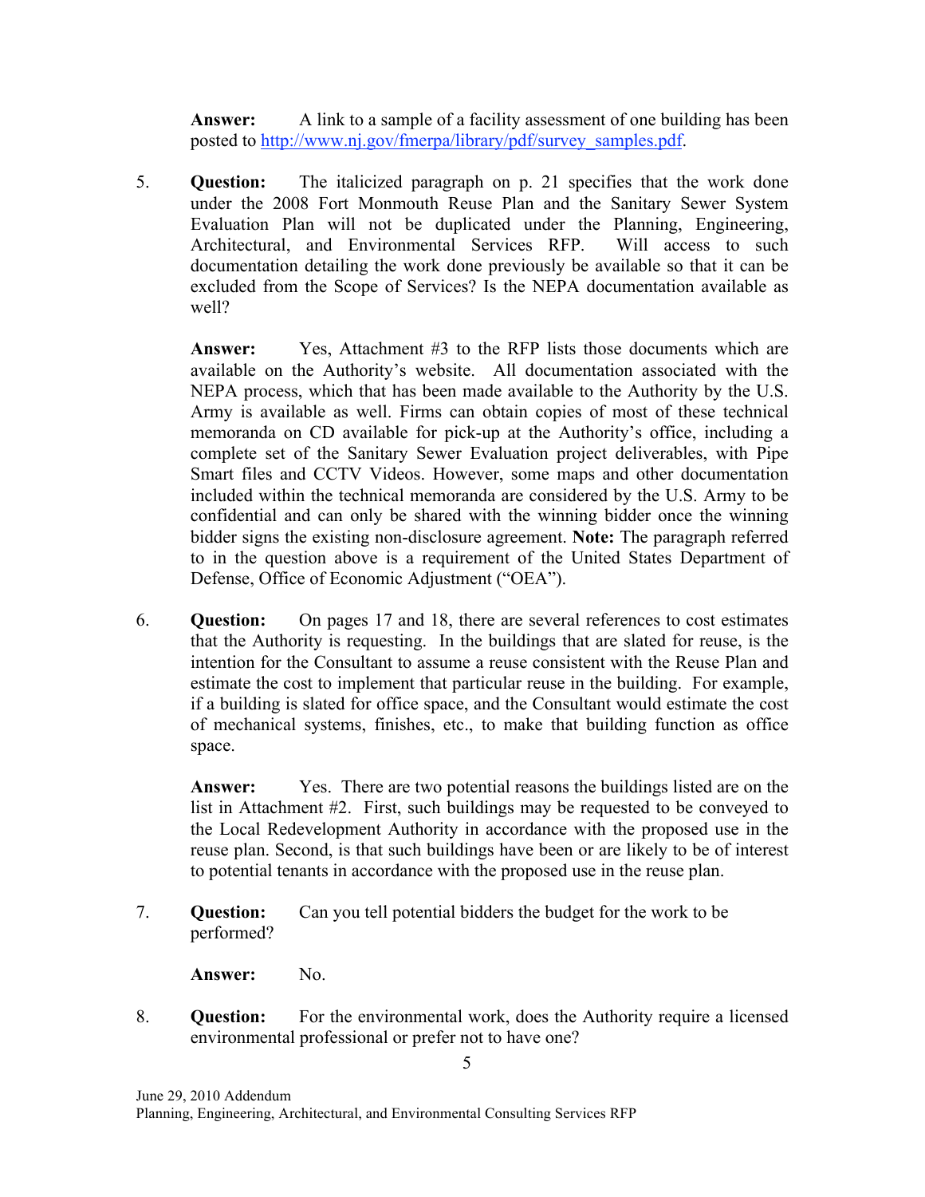**Answer:** A link to a sample of a facility assessment of one building has been posted to http://www.nj.gov/fmerpa/library/pdf/survey_samples.pdf.

5. **Question:** The italicized paragraph on p. 21 specifies that the work done under the 2008 Fort Monmouth Reuse Plan and the Sanitary Sewer System Evaluation Plan will not be duplicated under the Planning, Engineering, Architectural, and Environmental Services RFP. Will access to such documentation detailing the work done previously be available so that it can be excluded from the Scope of Services? Is the NEPA documentation available as well?

   **Answer:** Yes, Attachment #3 to the RFP lists those documents which are available on the Authority's website. All documentation associated with the NEPA process, which that has been made available to the Authority by the U.S. Army is available as well. Firms can obtain copies of most of these technical memoranda on CD available for pick-up at the Authority's office, including a complete set of the Sanitary Sewer Evaluation project deliverables, with Pipe Smart files and CCTV Videos. However, some maps and other documentation included within the technical memoranda are considered by the U.S. Army to be confidential and can only be shared with the winning bidder once the winning bidder signs the existing non-disclosure agreement. **Note:** The paragraph referred to in the question above is a requirement of the United States Department of Defense, Office of Economic Adjustment ("OEA").

6. **Question:** On pages 17 and 18, there are several references to cost estimates that the Authority is requesting. In the buildings that are slated for reuse, is the intention for the Consultant to assume a reuse consistent with the Reuse Plan and estimate the cost to implement that particular reuse in the building. For example, if a building is slated for office space, and the Consultant would estimate the cost of mechanical systems, finishes, etc., to make that building function as office space.

   **Answer:** Yes. There are two potential reasons the buildings listed are on the list in Attachment #2. First, such buildings may be requested to be conveyed to the Local Redevelopment Authority in accordance with the proposed use in the reuse plan. Second, is that such buildings have been or are likely to be of interest to potential tenants in accordance with the proposed use in the reuse plan.

7. **Question:** Can you tell potential bidders the budget for the work to be performed?

   **Answer:** No.

8. **Question:** For the environmental work, does the Authority require a licensed environmental professional or prefer not to have one?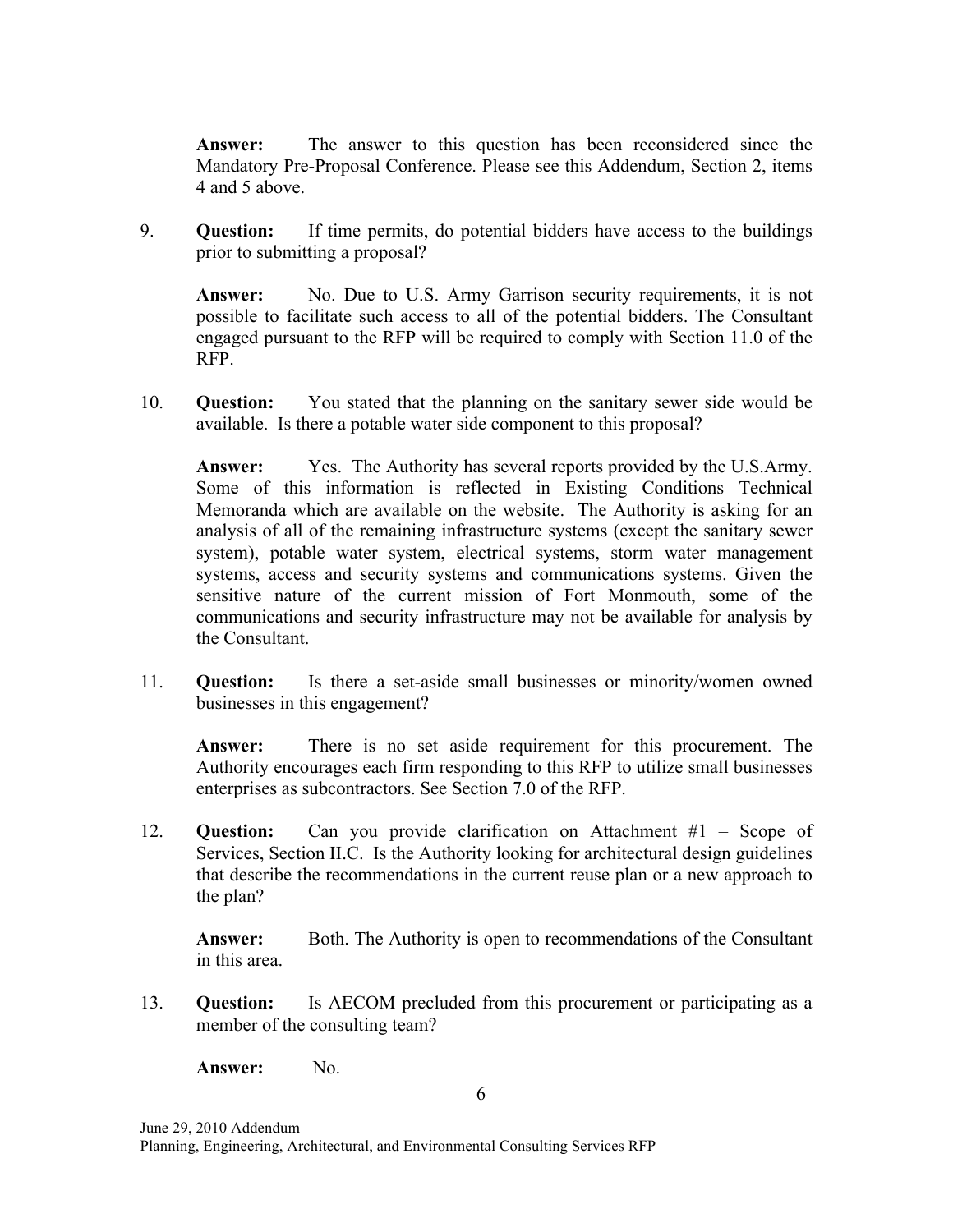**Answer:** The answer to this question has been reconsidered since the Mandatory Pre-Proposal Conference. Please see this Addendum, Section 2, items 4 and 5 above.

9. **Question:** If time permits, do potential bidders have access to the buildings prior to submitting a proposal?

   **Answer:** No. Due to U.S. Army Garrison security requirements, it is not possible to facilitate such access to all of the potential bidders. The Consultant engaged pursuant to the RFP will be required to comply with Section 11.0 of the RFP.

10. **Question:** You stated that the planning on the sanitary sewer side would be available. Is there a potable water side component to this proposal?

    **Answer:** Yes. The Authority has several reports provided by the U.S.Army. Some of this information is reflected in Existing Conditions Technical Memoranda which are available on the website. The Authority is asking for an analysis of all of the remaining infrastructure systems (except the sanitary sewer system), potable water system, electrical systems, storm water management systems, access and security systems and communications systems. Given the sensitive nature of the current mission of Fort Monmouth, some of the communications and security infrastructure may not be available for analysis by the Consultant.

11. **Question:** Is there a set-aside small businesses or minority/women owned businesses in this engagement?

    **Answer:** There is no set aside requirement for this procurement. The Authority encourages each firm responding to this RFP to utilize small businesses enterprises as subcontractors. See Section 7.0 of the RFP.

12. **Question:** Can you provide clarification on Attachment #1 – Scope of Services, Section II.C. Is the Authority looking for architectural design guidelines that describe the recommendations in the current reuse plan or a new approach to the plan?

    **Answer:** Both. The Authority is open to recommendations of the Consultant in this area.

13. **Question:** Is AECOM precluded from this procurement or participating as a member of the consulting team?

    **Answer:** No.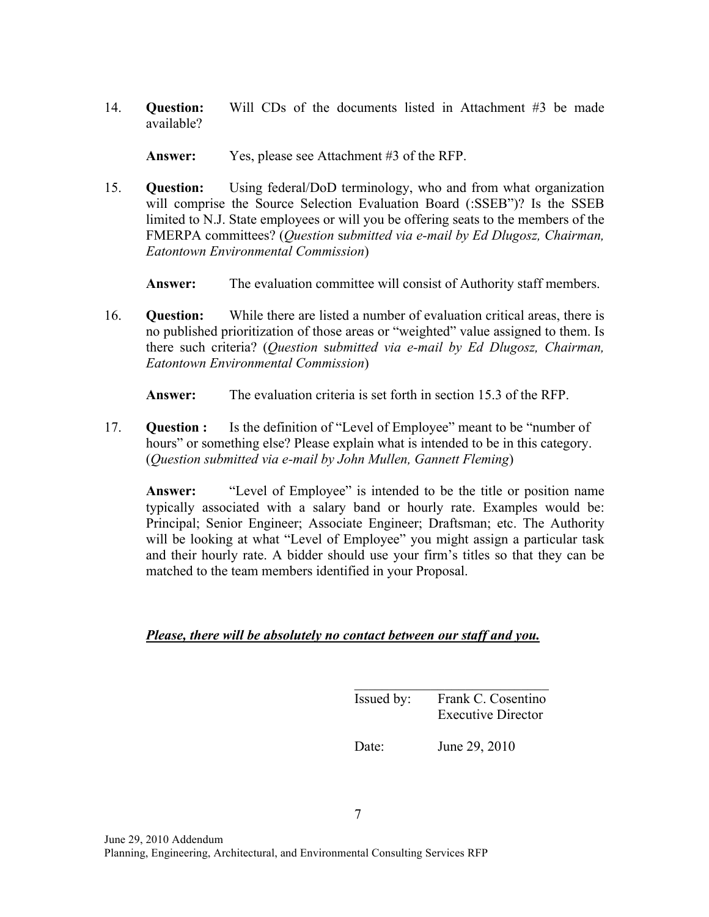14. **Question:** Will CDs of the documents listed in Attachment #3 be made available?

    **Answer:** Yes, please see Attachment #3 of the RFP.

15. **Question:** Using federal/DoD terminology, who and from what organization will comprise the Source Selection Evaluation Board (:SSEB")? Is the SSEB limited to N.J. State employees or will you be offering seats to the members of the FMERPA committees? (*Question submitted via e-mail by Ed Dlugosz, Chairman, Eatontown Environmental Commission*)

    **Answer:** The evaluation committee will consist of Authority staff members.

16. **Question:** While there are listed a number of evaluation critical areas, there is no published prioritization of those areas or "weighted" value assigned to them. Is there such criteria? (*Question submitted via e-mail by Ed Dlugosz, Chairman, Eatontown Environmental Commission*)

    **Answer:** The evaluation criteria is set forth in section 15.3 of the RFP.

17. **Question :** Is the definition of "Level of Employee" meant to be "number of hours" or something else? Please explain what is intended to be in this category. (*Question submitted via e-mail by John Mullen, Gannett Fleming*)

    **Answer:** "Level of Employee" is intended to be the title or position name typically associated with a salary band or hourly rate. Examples would be: Principal; Senior Engineer; Associate Engineer; Draftsman; etc. The Authority will be looking at what "Level of Employee" you might assign a particular task and their hourly rate. A bidder should use your firm's titles so that they can be matched to the team members identified in your Proposal.

***<u>Please, there will be absolutely no contact between our staff and you.</u>***

Issued by: Frank C. Cosentino
Executive Director

Date: June 29, 2010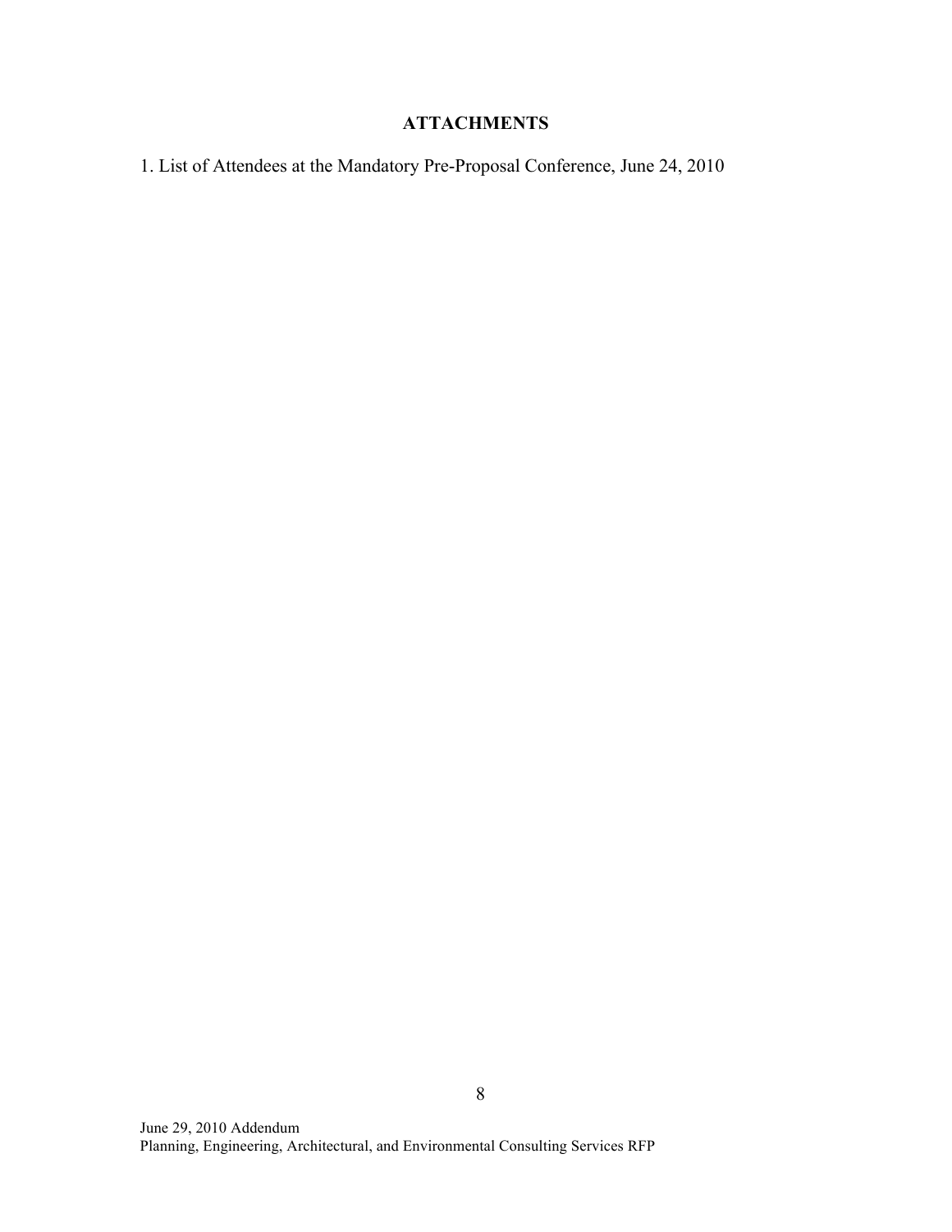## ATTACHMENTS

1. List of Attendees at the Mandatory Pre-Proposal Conference, June 24, 2010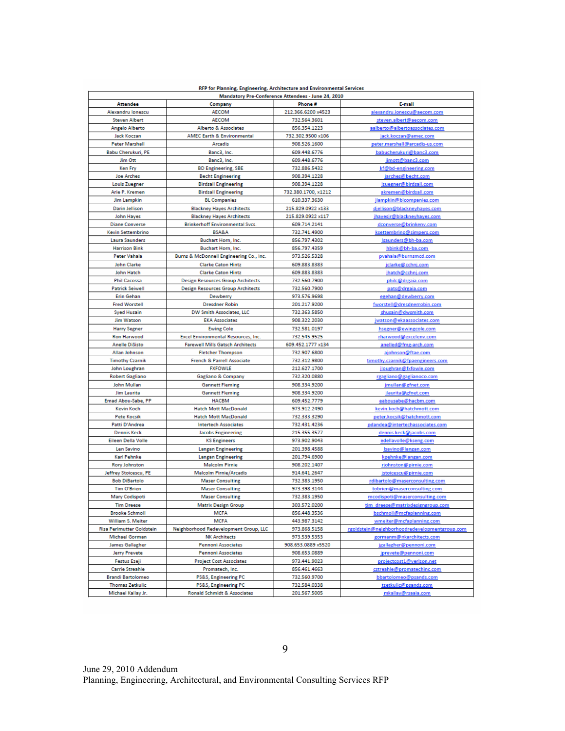## RFP for Planning, Engineering, Architecture and Environmental Services

### Mandatory Pre-Conference Attendees - June 24, 2010

| Attendee | Company | Phone # | E-mail |
|---|---|---|---|
| Alexandru Ionescu | AECOM | 212.366.6200 x4523 | alexandru.ionescu@aecom.com |
| Steven Albert | AECOM | 732.564.3601 | steven.albert@aecom.com |
| Angelo Alberto | Alberto & Associates | 856.354.1223 | aalberto@albertoassociates.com |
| Jack Koczan | AMEC Earth & Environmental | 732.302.9500 x106 | jack.koczan@amec.com |
| Peter Marshall | Arcadis | 908.526.1600 | peter.marshall@arcadis-us.com |
| Babu Cherukuri, PE | Banc3, Inc. | 609.448.6776 | babucherukuri@banc3.com |
| Jim Ott | Banc3, Inc. | 609.448.6776 | jimott@banc3.com |
| Ken Fry | BD Engineering, SBE | 732.886.5432 | kf@bd-engineering.com |
| Joe Arches | Becht Engineering | 908.394.1228 | jarches@becht.com |
| Louis Zuegner | Birdsall Engineering | 908.394.1228 | lzuegner@birdsall.com |
| Arie P. Kremen | Birdsall Engineering | 732.380.1700, x1212 | akremen@birdsall.com |
| Jim Lampkin | BL Companies | 610.337.3630 | jlampkin@blcompanies.com |
| Darin Jellison | Blackney Hayes Architects | 215.829.0922 x133 | djellison@blackneyhayes.com |
| John Hayes | Blackney Hayes Architects | 215.829.0922 x117 | jhayesjr@blackneyhayes.com |
| Diane Converse | Brinkerhoff Environmental Svcs. | 609.714.2141 | dconverse@brinkenv.com |
| Kevin Settembrino | BSA&A | 732.741.4900 | ksettembrino@simpers.com |
| Laura Saunders | Buchart Horn, Inc. | 856.797.4302 | lsaunders@bh-ba.com |
| Harrison Bink | Buchart Horn, Inc. | 856.797.4359 | hbink@bh-ba.com |
| Peter Vahala | Burns & McDonnell Engineering Co., Inc. | 973.526.5328 | pvahala@burnsmcd.com |
| John Clarke | Clarke Caton Hintz | 609.883.8383 | jclarke@cchnj.com |
| John Hatch | Clarke Caton Hintz | 609.883.8383 | jhatch@cchnj.com |
| Phil Cacossa | Design Resources Group Architects | 732.560.7900 | philc@drgaia.com |
| Patrick Seiwell | Design Resources Group Architects | 732.560.7900 | pats@drgaia.com |
| Erin Gehan | Dewberry | 973.576.9698 | egehan@dewberry.com |
| Fred Worstell | Dresdner Robin | 201.217.9200 | fworstell@dresdnerrobin.com |
| Syed Husain | DW Smith Associates, LLC | 732.363.5850 | shusain@dwsmith.com |
| Jim Watson | EKA Associates | 908.322.2030 | jwatson@ekaassociates.com |
| Harry Segner | Ewing Cole | 732.581.0197 | hsegner@ewingcole.com |
| Ron Harwood | Excel Environmental Resources, Inc. | 732.545.9525 | rharwood@excelenv.com |
| Anelle DiSisto | Farewell Mills Gatsch Architects | 609.452.1777 x134 | anelled@fmg-arch.com |
| Allan Johnson | Fletcher Thompson | 732.907.6800 | ajohnson@ftae.com |
| Timothy Czarnik | French & Parrell Associate | 732.312.9800 | timothy.czarnik@fpaengineers.com |
| John Loughran | FXFOWLE | 212.627.1700 | jloughran@fxfowle.com |
| Robert Gagliano | Gagliano & Company | 732.320.0880 | rgagliano@gaglianoco.com |
| John Mullan | Gannett Fleming | 908.334.9200 | jmullan@gfnet.com |
| Jim Laurita | Gannett Fleming | 908.334.9200 | jlaurita@gfnet.com |
| Emad Abou-Sabe, PP | HACBM | 609.452.7779 | eabousabe@hacbm.com |
| Kevin Koch | Hatch Mott MacDonald | 973.912.2490 | kevin.koch@hatchmott.com |
| Pete Kocsik | Hatch Mott MacDonald | 732.333.3290 | peter.kocsik@hatchmott.com |
| Patti D'Andrea | Intertech Associates | 732.431.4236 | pdandea@intertechassociates.com |
| Dennis Keck | Jacobs Engineering | 215.355.3577 | dennis.keck@jacobs.com |
| Eileen Della Volle | KS Engineers | 973.902.9043 | edellavolle@kseng.com |
| Len Savino | Langan Engineering | 201.398.4588 | lsavino@langan.com |
| Karl Pehnke | Langan Engineering | 201.794.6900 | kpehnke@langan.com |
| Rory Johnston | Malcolm Pirnie | 908.202.1407 | rjohnston@pirnie.com |
| Jeffrey Stoicescu, PE | Malcolm Pirnie/Arcadis | 914.641.2647 | jstoicescu@pirnie.com |
| Bob DiBartolo | Maser Consulting | 732.383.1950 | rdibartolo@maserconsulting.com |
| Tim O'Brien | Maser Consulting | 973.398.3144 | tobrien@maserconsulting.com |
| Mary Codispoti | Maser Consulting | 732.383.1950 | mcodispoti@maserconsulting.com |
| Tim Dreese | Matrix Design Group | 303.572.0200 | tim_dreese@matrixdesigngroup.com |
| Brooke Schmoll | MCFA | 856.448.3536 | bschmoll@mcfaplanning.com |
| William S. Meiter | MCFA | 443.987.3142 | wmeiter@mcfaplanning.com |
| Risa Perlmutter Goldstein | Neighborhood Redevelopment Group, LLC | 973.868.5158 | rgoldstein@neighborhoodredevelopmentgroup.com |
| Michael Gorman | NK Architects | 973.539.5353 | gormanm@nkarchitects.com |
| James Gallagher | Pennoni Associates | 908.653.0889 x5520 | jgallagher@pennoni.com |
| Jerry Prevete | Pennoni Associates | 908.653.0889 | jprevete@pennoni.com |
| Festus Ezeji | Project Cost Associates | 973.441.9023 | projectcost1@verizon.net |
| Carrie Streahle | Promatech, Inc. | 856.461.4663 | cstreahle@promatechinc.com |
| Brandi Bartolomeo | PS&S, Engineering PC | 732.560.9700 | bbartolomeo@psands.com |
| Thomas Zetkulic | PS&S, Engineering PC | 732.584.0338 | tzetkulic@psands.com |
| Michael Kallay Jr. | Ronald Schmidt & Associates | 201.567.5005 | mkallay@rsaaia.com |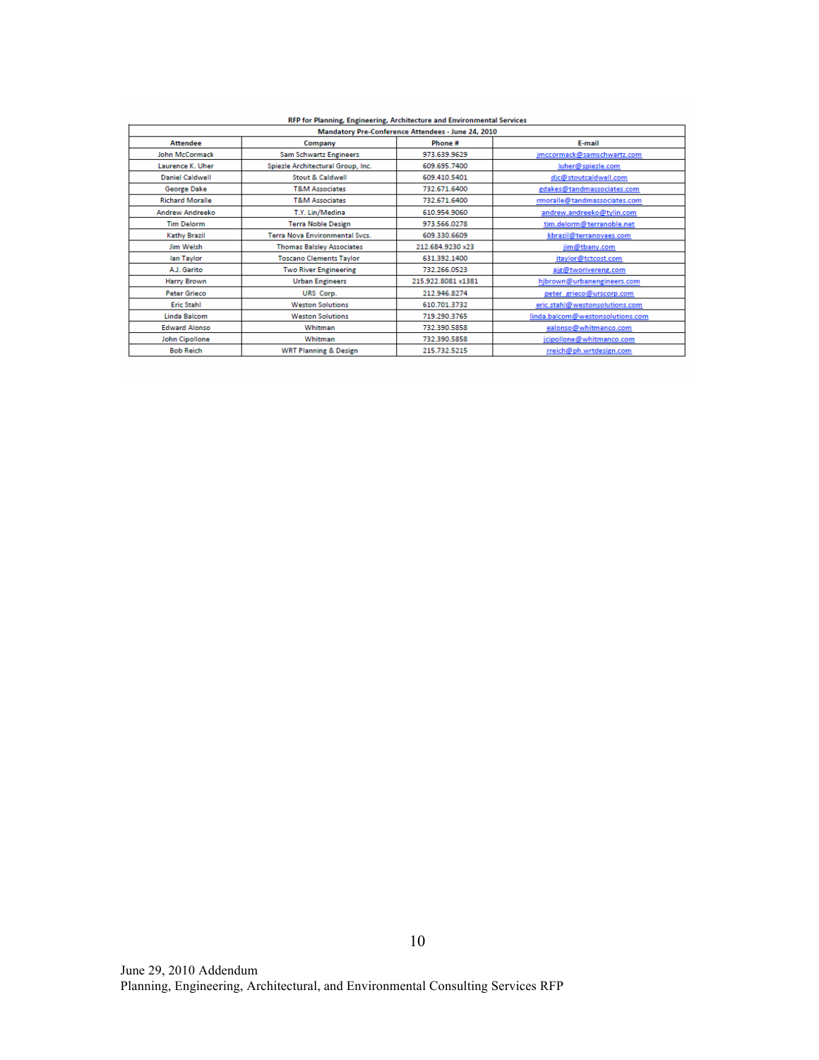| RFP for Planning, Engineering, Architecture and Environmental Services | | | |
|---|---|---|---|
| Mandatory Pre-Conference Attendees - June 24, 2010 | | | |
| **Attendee** | **Company** | **Phone #** | **E-mail** |
| John McCormack | Sam Schwartz Engineers | 973.639.9629 | jmccormack@samschwartz.com |
| Laurence K. Uher | Spiezle Architectural Group, Inc. | 609.695.7400 | luher@spiezle.com |
| Daniel Caldwell | Stout & Caldwell | 609.410.5401 | djc@stoutcaldwell.com |
| George Dake | T&M Associates | 732.671.6400 | gdakes@tandmassociates.com |
| Richard Moralle | T&M Associates | 732.671.6400 | rmoralle@tandmassociates.com |
| Andrew Andreeko | T.Y. Lin/Medina | 610.954.9060 | andrew.andreeko@tylin.com |
| Tim Delorm | Terra Noble Design | 973.566.0278 | tim.delorm@terranoble.net |
| Kathy Brazil | Terra Nova Environmental Svcs. | 609.330.6609 | kbrazil@terranovaes.com |
| Jim Welsh | Thomas Balsley Associates | 212.684.9230 x23 | jim@tbany.com |
| Ian Taylor | Toscano Clements Taylor | 631.392.1400 | itaylor@tctcost.com |
| A.J. Garito | Two River Engineering | 732.266.0523 | ajg@tworivereng.com |
| Harry Brown | Urban Engineers | 215.922.8081 x1381 | hjbrown@urbanengineers.com |
| Peter Grieco | URS Corp. | 212.946.8274 | peter_grieco@urscorp.com |
| Eric Stahl | Weston Solutions | 610.701.3732 | eric.stahl@westonsolutions.com |
| Linda Balcom | Weston Solutions | 719.290.3765 | linda.balcom@westonsolutions.com |
| Edward Alonso | Whitman | 732.390.5858 | ealonso@whitmanco.com |
| John Cipollone | Whitman | 732.390.5858 | jcipollone@whitmanco.com |
| Bob Reich | WRT Planning & Design | 215.732.5215 | rreich@ph.wrtdesign.com |